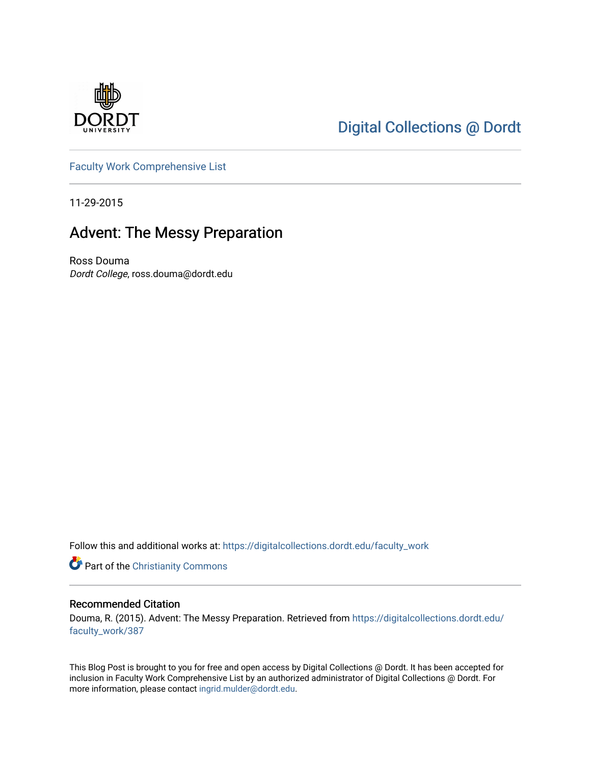Digital Collections @ Dordt

Faculty Work Comprehensive List

11-29-2015

# Advent: The Messy Preparation

Ross Douma
*Dordt College*, ross.douma@dordt.edu

Follow this and additional works at: https://digitalcollections.dordt.edu/faculty_work

Part of the Christianity Commons

## Recommended Citation

Douma, R. (2015). Advent: The Messy Preparation. Retrieved from https://digitalcollections.dordt.edu/faculty_work/387

This Blog Post is brought to you for free and open access by Digital Collections @ Dordt. It has been accepted for inclusion in Faculty Work Comprehensive List by an authorized administrator of Digital Collections @ Dordt. For more information, please contact ingrid.mulder@dordt.edu.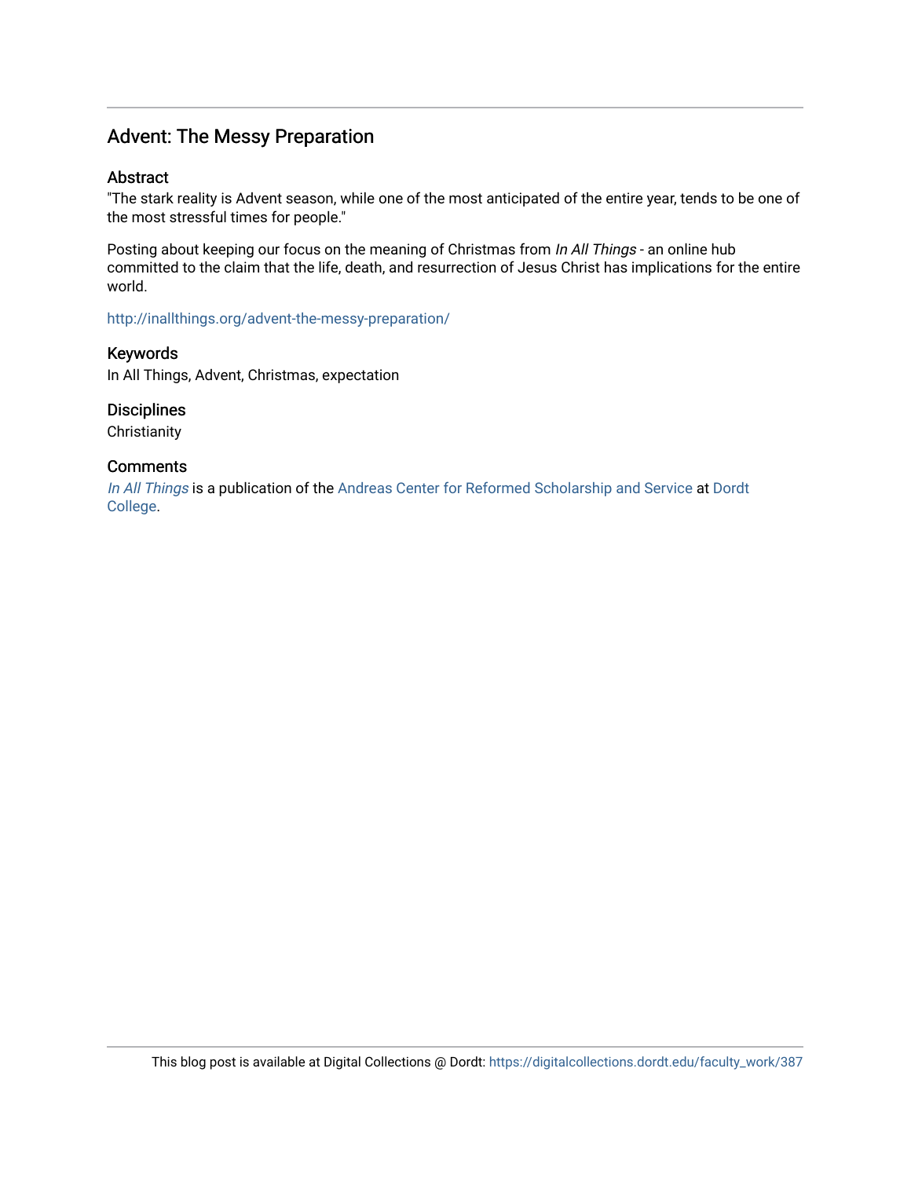# Advent: The Messy Preparation

## Abstract

"The stark reality is Advent season, while one of the most anticipated of the entire year, tends to be one of the most stressful times for people."

Posting about keeping our focus on the meaning of Christmas from *In All Things* - an online hub committed to the claim that the life, death, and resurrection of Jesus Christ has implications for the entire world.

http://inallthings.org/advent-the-messy-preparation/

## Keywords

In All Things, Advent, Christmas, expectation

## Disciplines

Christianity

## Comments

*In All Things* is a publication of the Andreas Center for Reformed Scholarship and Service at Dordt College.

This blog post is available at Digital Collections @ Dordt: https://digitalcollections.dordt.edu/faculty_work/387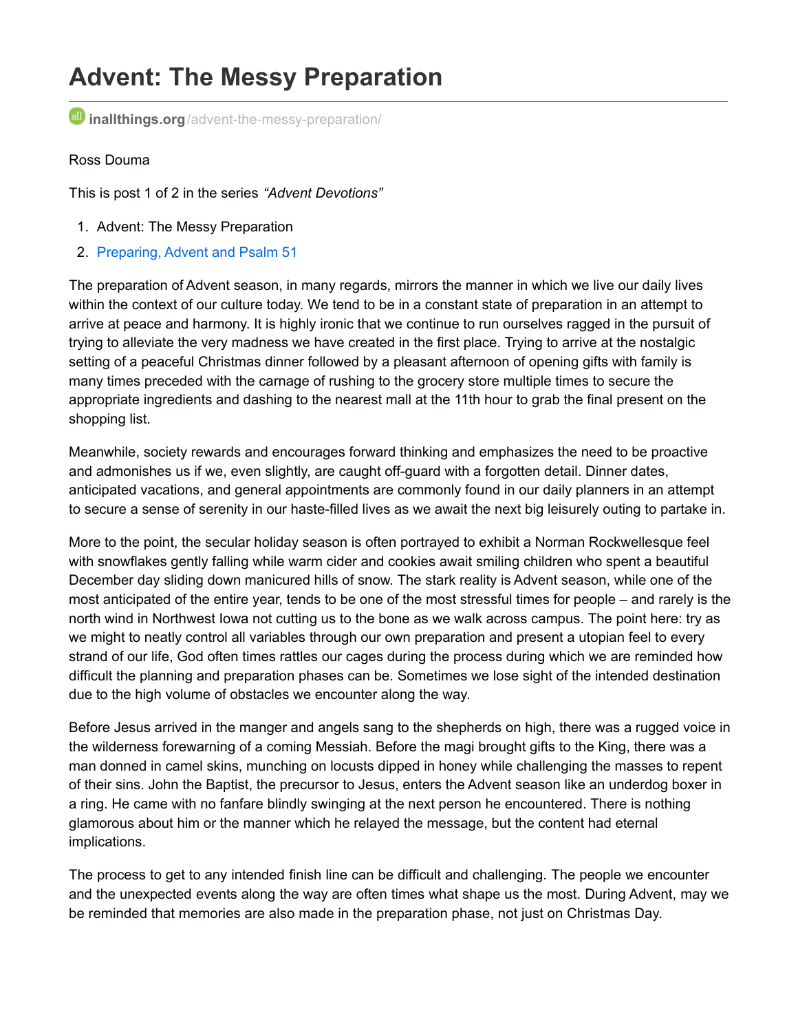# Advent: The Messy Preparation

inallthings.org/advent-the-messy-preparation/

Ross Douma

This is post 1 of 2 in the series *"Advent Devotions"*

1. Advent: The Messy Preparation
2. Preparing, Advent and Psalm 51

The preparation of Advent season, in many regards, mirrors the manner in which we live our daily lives within the context of our culture today. We tend to be in a constant state of preparation in an attempt to arrive at peace and harmony. It is highly ironic that we continue to run ourselves ragged in the pursuit of trying to alleviate the very madness we have created in the first place. Trying to arrive at the nostalgic setting of a peaceful Christmas dinner followed by a pleasant afternoon of opening gifts with family is many times preceded with the carnage of rushing to the grocery store multiple times to secure the appropriate ingredients and dashing to the nearest mall at the 11th hour to grab the final present on the shopping list.

Meanwhile, society rewards and encourages forward thinking and emphasizes the need to be proactive and admonishes us if we, even slightly, are caught off-guard with a forgotten detail. Dinner dates, anticipated vacations, and general appointments are commonly found in our daily planners in an attempt to secure a sense of serenity in our haste-filled lives as we await the next big leisurely outing to partake in.

More to the point, the secular holiday season is often portrayed to exhibit a Norman Rockwellesque feel with snowflakes gently falling while warm cider and cookies await smiling children who spent a beautiful December day sliding down manicured hills of snow. The stark reality is Advent season, while one of the most anticipated of the entire year, tends to be one of the most stressful times for people – and rarely is the north wind in Northwest Iowa not cutting us to the bone as we walk across campus. The point here: try as we might to neatly control all variables through our own preparation and present a utopian feel to every strand of our life, God often times rattles our cages during the process during which we are reminded how difficult the planning and preparation phases can be. Sometimes we lose sight of the intended destination due to the high volume of obstacles we encounter along the way.

Before Jesus arrived in the manger and angels sang to the shepherds on high, there was a rugged voice in the wilderness forewarning of a coming Messiah. Before the magi brought gifts to the King, there was a man donned in camel skins, munching on locusts dipped in honey while challenging the masses to repent of their sins. John the Baptist, the precursor to Jesus, enters the Advent season like an underdog boxer in a ring. He came with no fanfare blindly swinging at the next person he encountered. There is nothing glamorous about him or the manner which he relayed the message, but the content had eternal implications.

The process to get to any intended finish line can be difficult and challenging. The people we encounter and the unexpected events along the way are often times what shape us the most. During Advent, may we be reminded that memories are also made in the preparation phase, not just on Christmas Day.